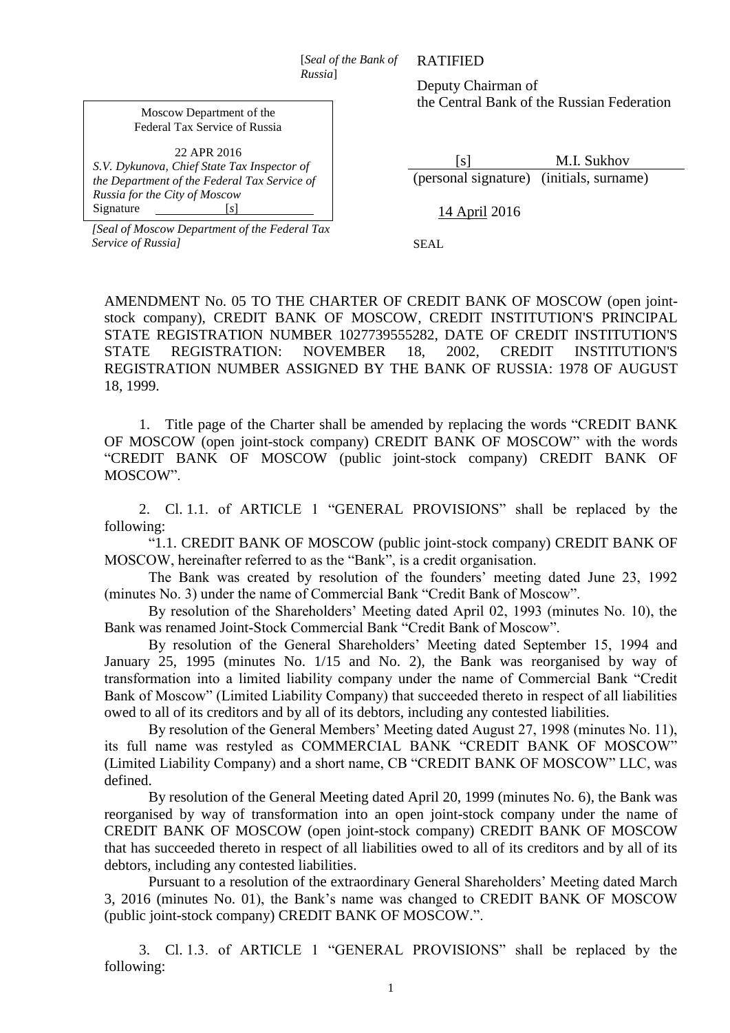[*Seal of the Bank of Russia*]

RATIFIED

Deputy Chairman of
the Central Bank of the Russian Federation

[s] M.I. Sukhov
(personal signature) (initials, surname)

14 April 2016

SEAL

Moscow Department of the
Federal Tax Service of Russia

22 APR 2016
*S.V. Dykunova, Chief State Tax Inspector of the Department of the Federal Tax Service of Russia for the City of Moscow*
Signature [*s*]

*[Seal of Moscow Department of the Federal Tax Service of Russia]*

AMENDMENT No. 05 TO THE CHARTER OF CREDIT BANK OF MOSCOW (open joint-stock company), CREDIT BANK OF MOSCOW, CREDIT INSTITUTION'S PRINCIPAL STATE REGISTRATION NUMBER 1027739555282, DATE OF CREDIT INSTITUTION'S STATE REGISTRATION: NOVEMBER 18, 2002, CREDIT INSTITUTION'S REGISTRATION NUMBER ASSIGNED BY THE BANK OF RUSSIA: 1978 OF AUGUST 18, 1999.

1. Title page of the Charter shall be amended by replacing the words "CREDIT BANK OF MOSCOW (open joint-stock company) CREDIT BANK OF MOSCOW" with the words "CREDIT BANK OF MOSCOW (public joint-stock company) CREDIT BANK OF MOSCOW".

2. Cl. 1.1. of ARTICLE 1 "GENERAL PROVISIONS" shall be replaced by the following:

"1.1. CREDIT BANK OF MOSCOW (public joint-stock company) CREDIT BANK OF MOSCOW, hereinafter referred to as the "Bank", is a credit organisation.

The Bank was created by resolution of the founders' meeting dated June 23, 1992 (minutes No. 3) under the name of Commercial Bank "Credit Bank of Moscow".

By resolution of the Shareholders' Meeting dated April 02, 1993 (minutes No. 10), the Bank was renamed Joint-Stock Commercial Bank "Credit Bank of Moscow".

By resolution of the General Shareholders' Meeting dated September 15, 1994 and January 25, 1995 (minutes No. 1/15 and No. 2), the Bank was reorganised by way of transformation into a limited liability company under the name of Commercial Bank "Credit Bank of Moscow" (Limited Liability Company) that succeeded thereto in respect of all liabilities owed to all of its creditors and by all of its debtors, including any contested liabilities.

By resolution of the General Members' Meeting dated August 27, 1998 (minutes No. 11), its full name was restyled as COMMERCIAL BANK "CREDIT BANK OF MOSCOW" (Limited Liability Company) and a short name, CB "CREDIT BANK OF MOSCOW" LLC, was defined.

By resolution of the General Meeting dated April 20, 1999 (minutes No. 6), the Bank was reorganised by way of transformation into an open joint-stock company under the name of CREDIT BANK OF MOSCOW (open joint-stock company) CREDIT BANK OF MOSCOW that has succeeded thereto in respect of all liabilities owed to all of its creditors and by all of its debtors, including any contested liabilities.

Pursuant to a resolution of the extraordinary General Shareholders' Meeting dated March 3, 2016 (minutes No. 01), the Bank's name was changed to CREDIT BANK OF MOSCOW (public joint-stock company) CREDIT BANK OF MOSCOW.".

3. Cl. 1.3. of ARTICLE 1 "GENERAL PROVISIONS" shall be replaced by the following: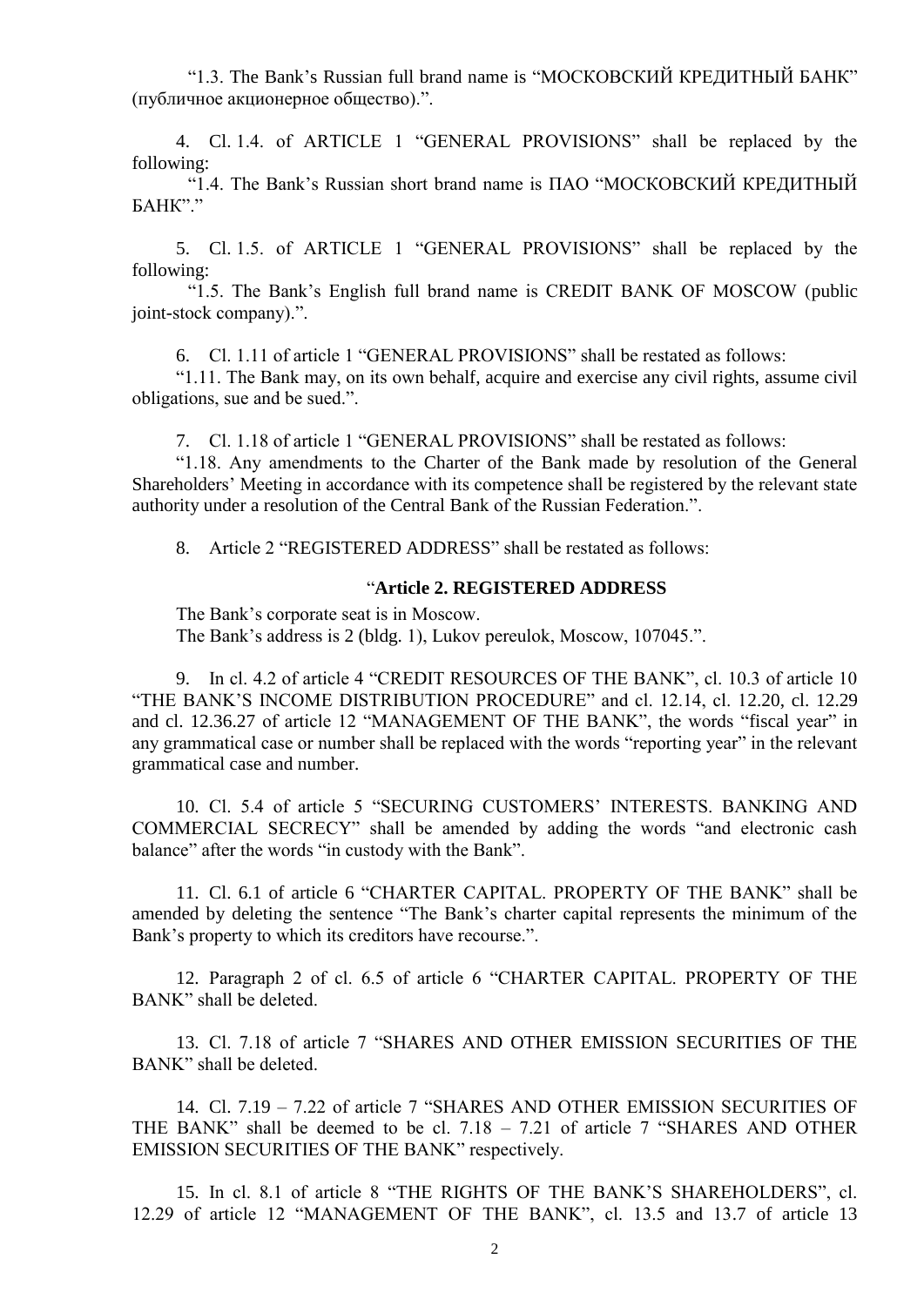"1.3. The Bank's Russian full brand name is "МОСКОВСКИЙ КРЕДИТНЫЙ БАНК" (публичное акционерное общество).".

4. Cl. 1.4. of ARTICLE 1 "GENERAL PROVISIONS" shall be replaced by the following:

"1.4. The Bank's Russian short brand name is ПАО "МОСКОВСКИЙ КРЕДИТНЫЙ БАНК"."

5. Cl. 1.5. of ARTICLE 1 "GENERAL PROVISIONS" shall be replaced by the following:

"1.5. The Bank's English full brand name is CREDIT BANK OF MOSCOW (public joint-stock company).".

6. Cl. 1.11 of article 1 "GENERAL PROVISIONS" shall be restated as follows:

"1.11. The Bank may, on its own behalf, acquire and exercise any civil rights, assume civil obligations, sue and be sued.".

7. Cl. 1.18 of article 1 "GENERAL PROVISIONS" shall be restated as follows:

"1.18. Any amendments to the Charter of the Bank made by resolution of the General Shareholders' Meeting in accordance with its competence shall be registered by the relevant state authority under a resolution of the Central Bank of the Russian Federation.".

8. Article 2 "REGISTERED ADDRESS" shall be restated as follows:

"**Article 2. REGISTERED ADDRESS**

The Bank's corporate seat is in Moscow.

The Bank's address is 2 (bldg. 1), Lukov pereulok, Moscow, 107045.".

9. In cl. 4.2 of article 4 "CREDIT RESOURCES OF THE BANK", cl. 10.3 of article 10 "THE BANK'S INCOME DISTRIBUTION PROCEDURE" and cl. 12.14, cl. 12.20, cl. 12.29 and cl. 12.36.27 of article 12 "MANAGEMENT OF THE BANK", the words "fiscal year" in any grammatical case or number shall be replaced with the words "reporting year" in the relevant grammatical case and number.

10. Cl. 5.4 of article 5 "SECURING CUSTOMERS' INTERESTS. BANKING AND COMMERCIAL SECRECY" shall be amended by adding the words "and electronic cash balance" after the words "in custody with the Bank".

11. Cl. 6.1 of article 6 "CHARTER CAPITAL. PROPERTY OF THE BANK" shall be amended by deleting the sentence "The Bank's charter capital represents the minimum of the Bank's property to which its creditors have recourse.".

12. Paragraph 2 of cl. 6.5 of article 6 "CHARTER CAPITAL. PROPERTY OF THE BANK" shall be deleted.

13. Cl. 7.18 of article 7 "SHARES AND OTHER EMISSION SECURITIES OF THE BANK" shall be deleted.

14. Cl. 7.19 – 7.22 of article 7 "SHARES AND OTHER EMISSION SECURITIES OF THE BANK" shall be deemed to be cl. 7.18 – 7.21 of article 7 "SHARES AND OTHER EMISSION SECURITIES OF THE BANK" respectively.

15. In cl. 8.1 of article 8 "THE RIGHTS OF THE BANK'S SHAREHOLDERS", cl. 12.29 of article 12 "MANAGEMENT OF THE BANK", cl. 13.5 and 13.7 of article 13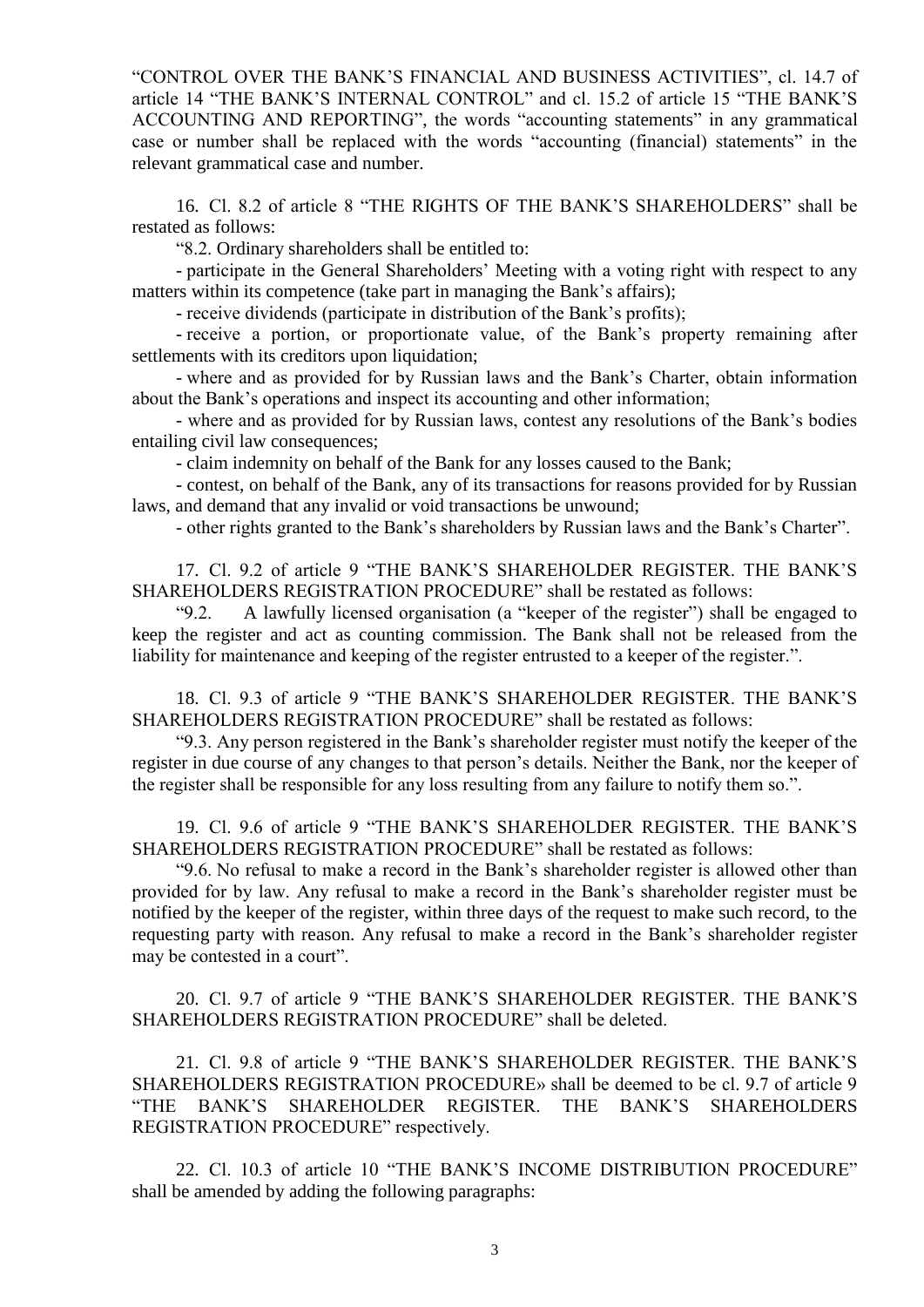"CONTROL OVER THE BANK'S FINANCIAL AND BUSINESS ACTIVITIES", cl. 14.7 of article 14 "THE BANK'S INTERNAL CONTROL" and cl. 15.2 of article 15 "THE BANK'S ACCOUNTING AND REPORTING", the words "accounting statements" in any grammatical case or number shall be replaced with the words "accounting (financial) statements" in the relevant grammatical case and number.

16. Cl. 8.2 of article 8 "THE RIGHTS OF THE BANK'S SHAREHOLDERS" shall be restated as follows:

"8.2. Ordinary shareholders shall be entitled to:

- participate in the General Shareholders' Meeting with a voting right with respect to any matters within its competence (take part in managing the Bank's affairs);
- receive dividends (participate in distribution of the Bank's profits);
- receive a portion, or proportionate value, of the Bank's property remaining after settlements with its creditors upon liquidation;
- where and as provided for by Russian laws and the Bank's Charter, obtain information about the Bank's operations and inspect its accounting and other information;
- where and as provided for by Russian laws, contest any resolutions of the Bank's bodies entailing civil law consequences;
- claim indemnity on behalf of the Bank for any losses caused to the Bank;
- contest, on behalf of the Bank, any of its transactions for reasons provided for by Russian laws, and demand that any invalid or void transactions be unwound;
- other rights granted to the Bank's shareholders by Russian laws and the Bank's Charter".

17. Cl. 9.2 of article 9 "THE BANK'S SHAREHOLDER REGISTER. THE BANK'S SHAREHOLDERS REGISTRATION PROCEDURE" shall be restated as follows:

"9.2. A lawfully licensed organisation (a "keeper of the register") shall be engaged to keep the register and act as counting commission. The Bank shall not be released from the liability for maintenance and keeping of the register entrusted to a keeper of the register.".

18. Cl. 9.3 of article 9 "THE BANK'S SHAREHOLDER REGISTER. THE BANK'S SHAREHOLDERS REGISTRATION PROCEDURE" shall be restated as follows:

"9.3. Any person registered in the Bank's shareholder register must notify the keeper of the register in due course of any changes to that person's details. Neither the Bank, nor the keeper of the register shall be responsible for any loss resulting from any failure to notify them so.".

19. Cl. 9.6 of article 9 "THE BANK'S SHAREHOLDER REGISTER. THE BANK'S SHAREHOLDERS REGISTRATION PROCEDURE" shall be restated as follows:

"9.6. No refusal to make a record in the Bank's shareholder register is allowed other than provided for by law. Any refusal to make a record in the Bank's shareholder register must be notified by the keeper of the register, within three days of the request to make such record, to the requesting party with reason. Any refusal to make a record in the Bank's shareholder register may be contested in a court".

20. Cl. 9.7 of article 9 "THE BANK'S SHAREHOLDER REGISTER. THE BANK'S SHAREHOLDERS REGISTRATION PROCEDURE" shall be deleted.

21. Cl. 9.8 of article 9 "THE BANK'S SHAREHOLDER REGISTER. THE BANK'S SHAREHOLDERS REGISTRATION PROCEDURE» shall be deemed to be cl. 9.7 of article 9 "THE BANK'S SHAREHOLDER REGISTER. THE BANK'S SHAREHOLDERS REGISTRATION PROCEDURE" respectively.

22. Cl. 10.3 of article 10 "THE BANK'S INCOME DISTRIBUTION PROCEDURE" shall be amended by adding the following paragraphs: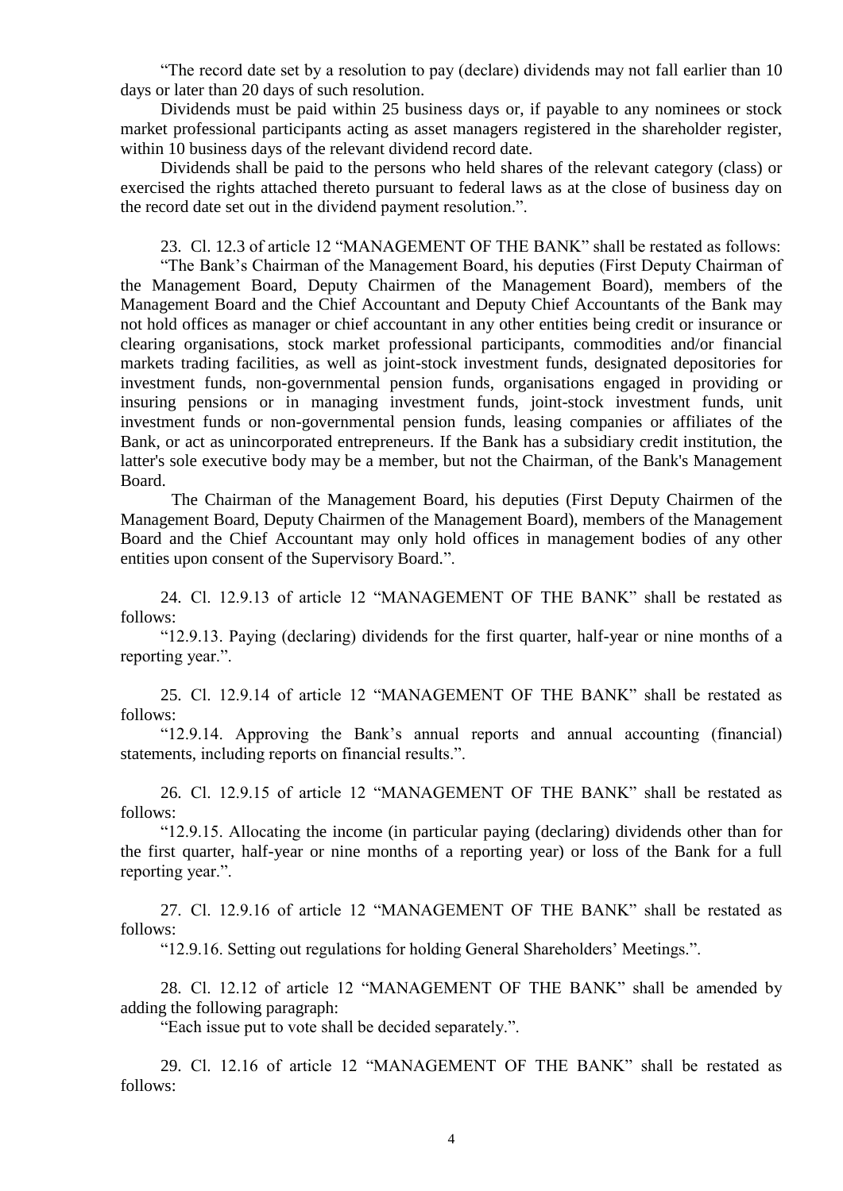"The record date set by a resolution to pay (declare) dividends may not fall earlier than 10 days or later than 20 days of such resolution.

Dividends must be paid within 25 business days or, if payable to any nominees or stock market professional participants acting as asset managers registered in the shareholder register, within 10 business days of the relevant dividend record date.

Dividends shall be paid to the persons who held shares of the relevant category (class) or exercised the rights attached thereto pursuant to federal laws as at the close of business day on the record date set out in the dividend payment resolution.".

23. Cl. 12.3 of article 12 "MANAGEMENT OF THE BANK" shall be restated as follows:

"The Bank's Chairman of the Management Board, his deputies (First Deputy Chairman of the Management Board, Deputy Chairmen of the Management Board), members of the Management Board and the Chief Accountant and Deputy Chief Accountants of the Bank may not hold offices as manager or chief accountant in any other entities being credit or insurance or clearing organisations, stock market professional participants, commodities and/or financial markets trading facilities, as well as joint-stock investment funds, designated depositories for investment funds, non-governmental pension funds, organisations engaged in providing or insuring pensions or in managing investment funds, joint-stock investment funds, unit investment funds or non-governmental pension funds, leasing companies or affiliates of the Bank, or act as unincorporated entrepreneurs. If the Bank has a subsidiary credit institution, the latter's sole executive body may be a member, but not the Chairman, of the Bank's Management Board.

The Chairman of the Management Board, his deputies (First Deputy Chairmen of the Management Board, Deputy Chairmen of the Management Board), members of the Management Board and the Chief Accountant may only hold offices in management bodies of any other entities upon consent of the Supervisory Board.".

24. Cl. 12.9.13 of article 12 "MANAGEMENT OF THE BANK" shall be restated as follows:

"12.9.13. Paying (declaring) dividends for the first quarter, half-year or nine months of a reporting year.".

25. Cl. 12.9.14 of article 12 "MANAGEMENT OF THE BANK" shall be restated as follows:

"12.9.14. Approving the Bank's annual reports and annual accounting (financial) statements, including reports on financial results.".

26. Cl. 12.9.15 of article 12 "MANAGEMENT OF THE BANK" shall be restated as follows:

"12.9.15. Allocating the income (in particular paying (declaring) dividends other than for the first quarter, half-year or nine months of a reporting year) or loss of the Bank for a full reporting year.".

27. Cl. 12.9.16 of article 12 "MANAGEMENT OF THE BANK" shall be restated as follows:

"12.9.16. Setting out regulations for holding General Shareholders' Meetings.".

28. Cl. 12.12 of article 12 "MANAGEMENT OF THE BANK" shall be amended by adding the following paragraph:

"Each issue put to vote shall be decided separately.".

29. Cl. 12.16 of article 12 "MANAGEMENT OF THE BANK" shall be restated as follows: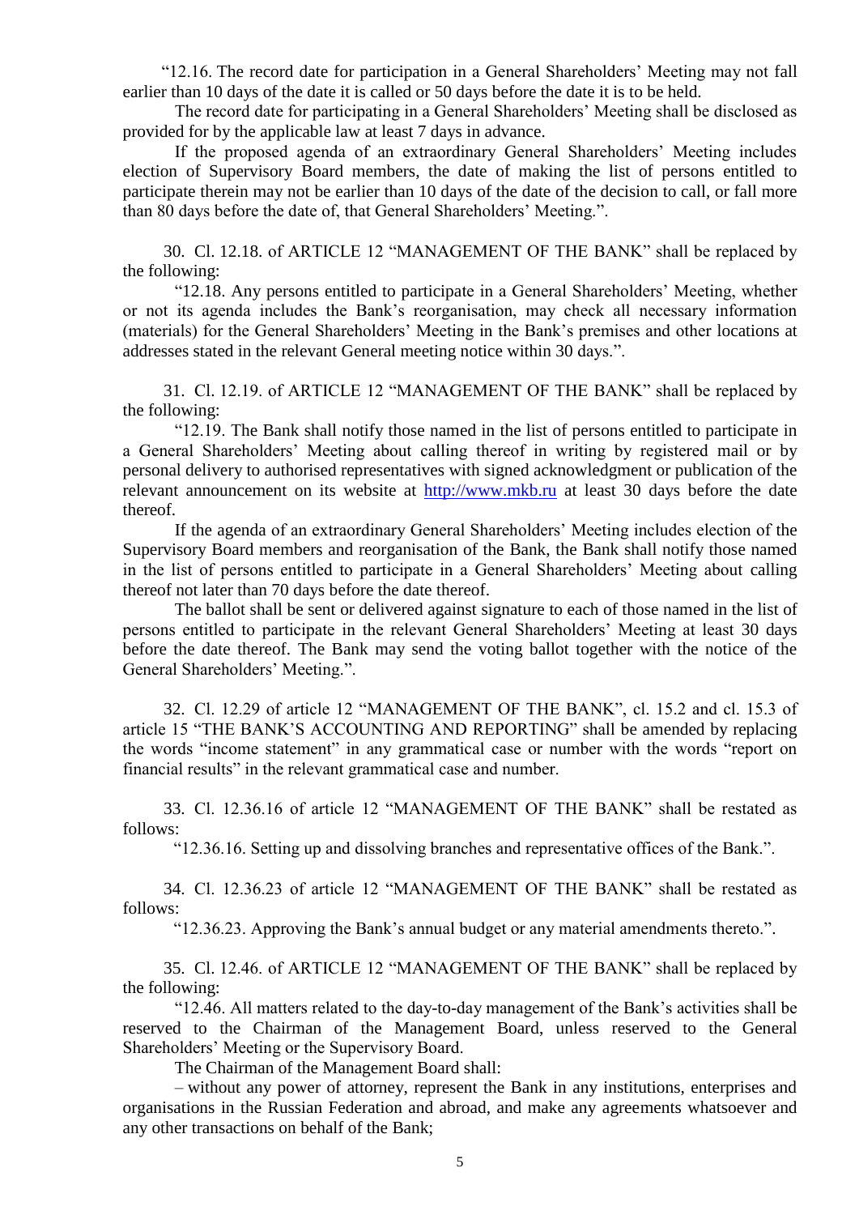"12.16. The record date for participation in a General Shareholders' Meeting may not fall earlier than 10 days of the date it is called or 50 days before the date it is to be held.

The record date for participating in a General Shareholders' Meeting shall be disclosed as provided for by the applicable law at least 7 days in advance.

If the proposed agenda of an extraordinary General Shareholders' Meeting includes election of Supervisory Board members, the date of making the list of persons entitled to participate therein may not be earlier than 10 days of the date of the decision to call, or fall more than 80 days before the date of, that General Shareholders' Meeting.".

30. Cl. 12.18. of ARTICLE 12 "MANAGEMENT OF THE BANK" shall be replaced by the following:

"12.18. Any persons entitled to participate in a General Shareholders' Meeting, whether or not its agenda includes the Bank's reorganisation, may check all necessary information (materials) for the General Shareholders' Meeting in the Bank's premises and other locations at addresses stated in the relevant General meeting notice within 30 days.".

31. Cl. 12.19. of ARTICLE 12 "MANAGEMENT OF THE BANK" shall be replaced by the following:

"12.19. The Bank shall notify those named in the list of persons entitled to participate in a General Shareholders' Meeting about calling thereof in writing by registered mail or by personal delivery to authorised representatives with signed acknowledgment or publication of the relevant announcement on its website at http://www.mkb.ru at least 30 days before the date thereof.

If the agenda of an extraordinary General Shareholders' Meeting includes election of the Supervisory Board members and reorganisation of the Bank, the Bank shall notify those named in the list of persons entitled to participate in a General Shareholders' Meeting about calling thereof not later than 70 days before the date thereof.

The ballot shall be sent or delivered against signature to each of those named in the list of persons entitled to participate in the relevant General Shareholders' Meeting at least 30 days before the date thereof. The Bank may send the voting ballot together with the notice of the General Shareholders' Meeting.".

32. Cl. 12.29 of article 12 "MANAGEMENT OF THE BANK", cl. 15.2 and cl. 15.3 of article 15 "THE BANK'S ACCOUNTING AND REPORTING" shall be amended by replacing the words "income statement" in any grammatical case or number with the words "report on financial results" in the relevant grammatical case and number.

33. Cl. 12.36.16 of article 12 "MANAGEMENT OF THE BANK" shall be restated as follows:

"12.36.16. Setting up and dissolving branches and representative offices of the Bank.".

34. Cl. 12.36.23 of article 12 "MANAGEMENT OF THE BANK" shall be restated as follows:

"12.36.23. Approving the Bank's annual budget or any material amendments thereto.".

35. Cl. 12.46. of ARTICLE 12 "MANAGEMENT OF THE BANK" shall be replaced by the following:

"12.46. All matters related to the day-to-day management of the Bank's activities shall be reserved to the Chairman of the Management Board, unless reserved to the General Shareholders' Meeting or the Supervisory Board.

The Chairman of the Management Board shall:

– without any power of attorney, represent the Bank in any institutions, enterprises and organisations in the Russian Federation and abroad, and make any agreements whatsoever and any other transactions on behalf of the Bank;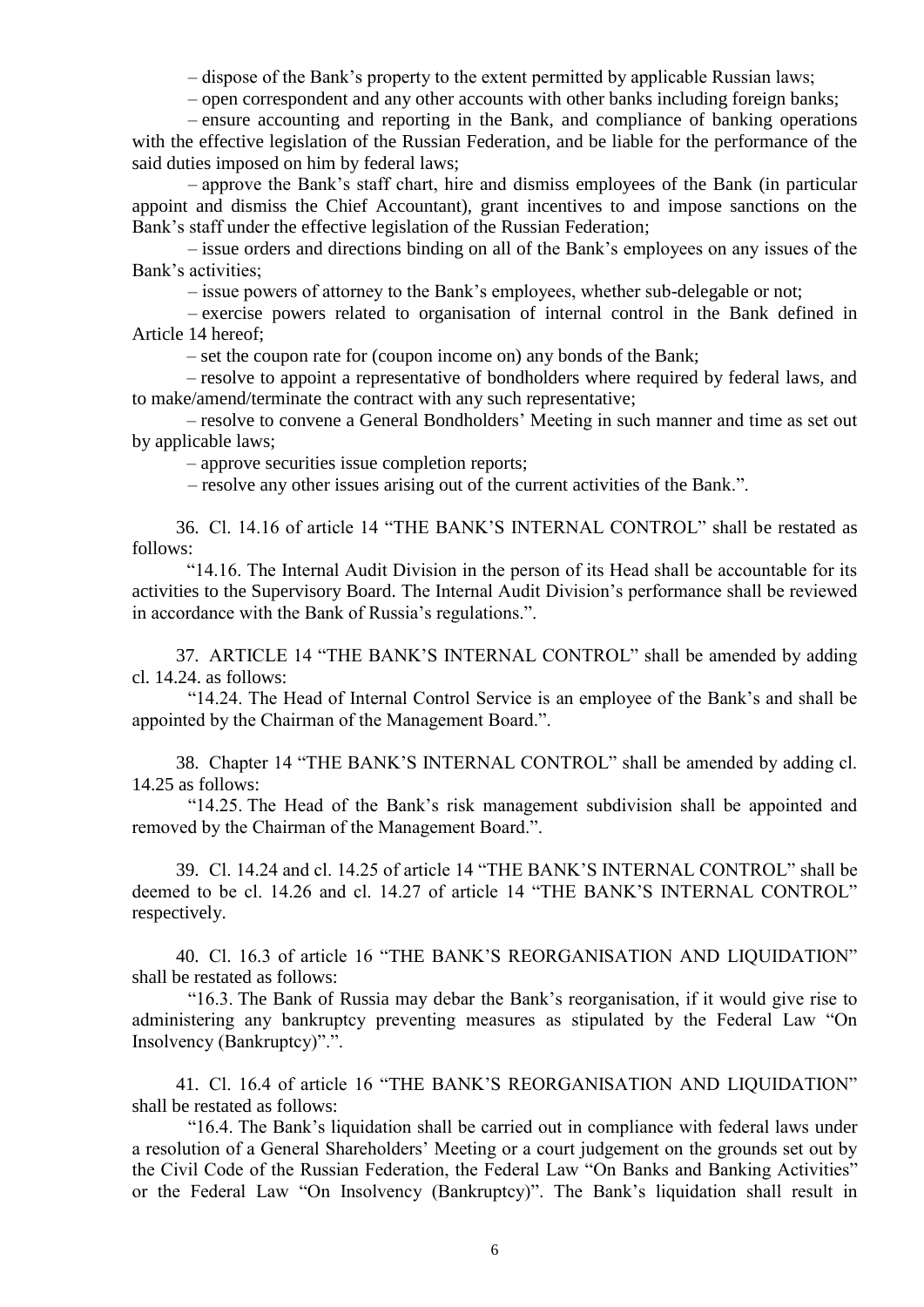– dispose of the Bank's property to the extent permitted by applicable Russian laws;

– open correspondent and any other accounts with other banks including foreign banks;

– ensure accounting and reporting in the Bank, and compliance of banking operations with the effective legislation of the Russian Federation, and be liable for the performance of the said duties imposed on him by federal laws;

– approve the Bank's staff chart, hire and dismiss employees of the Bank (in particular appoint and dismiss the Chief Accountant), grant incentives to and impose sanctions on the Bank's staff under the effective legislation of the Russian Federation;

– issue orders and directions binding on all of the Bank's employees on any issues of the Bank's activities;

– issue powers of attorney to the Bank's employees, whether sub-delegable or not;

– exercise powers related to organisation of internal control in the Bank defined in Article 14 hereof;

– set the coupon rate for (coupon income on) any bonds of the Bank;

– resolve to appoint a representative of bondholders where required by federal laws, and to make/amend/terminate the contract with any such representative;

– resolve to convene a General Bondholders' Meeting in such manner and time as set out by applicable laws;

– approve securities issue completion reports;

– resolve any other issues arising out of the current activities of the Bank.".

36. Cl. 14.16 of article 14 "THE BANK'S INTERNAL CONTROL" shall be restated as follows:

"14.16. The Internal Audit Division in the person of its Head shall be accountable for its activities to the Supervisory Board. The Internal Audit Division's performance shall be reviewed in accordance with the Bank of Russia's regulations.".

37. ARTICLE 14 "THE BANK'S INTERNAL CONTROL" shall be amended by adding cl. 14.24. as follows:

"14.24. The Head of Internal Control Service is an employee of the Bank's and shall be appointed by the Chairman of the Management Board.".

38. Chapter 14 "THE BANK'S INTERNAL CONTROL" shall be amended by adding cl. 14.25 as follows:

"14.25. The Head of the Bank's risk management subdivision shall be appointed and removed by the Chairman of the Management Board.".

39. Cl. 14.24 and cl. 14.25 of article 14 "THE BANK'S INTERNAL CONTROL" shall be deemed to be cl. 14.26 and cl. 14.27 of article 14 "THE BANK'S INTERNAL CONTROL" respectively.

40. Cl. 16.3 of article 16 "THE BANK'S REORGANISATION AND LIQUIDATION" shall be restated as follows:

"16.3. The Bank of Russia may debar the Bank's reorganisation, if it would give rise to administering any bankruptcy preventing measures as stipulated by the Federal Law "On Insolvency (Bankruptcy)".".

41. Cl. 16.4 of article 16 "THE BANK'S REORGANISATION AND LIQUIDATION" shall be restated as follows:

"16.4. The Bank's liquidation shall be carried out in compliance with federal laws under a resolution of a General Shareholders' Meeting or a court judgement on the grounds set out by the Civil Code of the Russian Federation, the Federal Law "On Banks and Banking Activities" or the Federal Law "On Insolvency (Bankruptcy)". The Bank's liquidation shall result in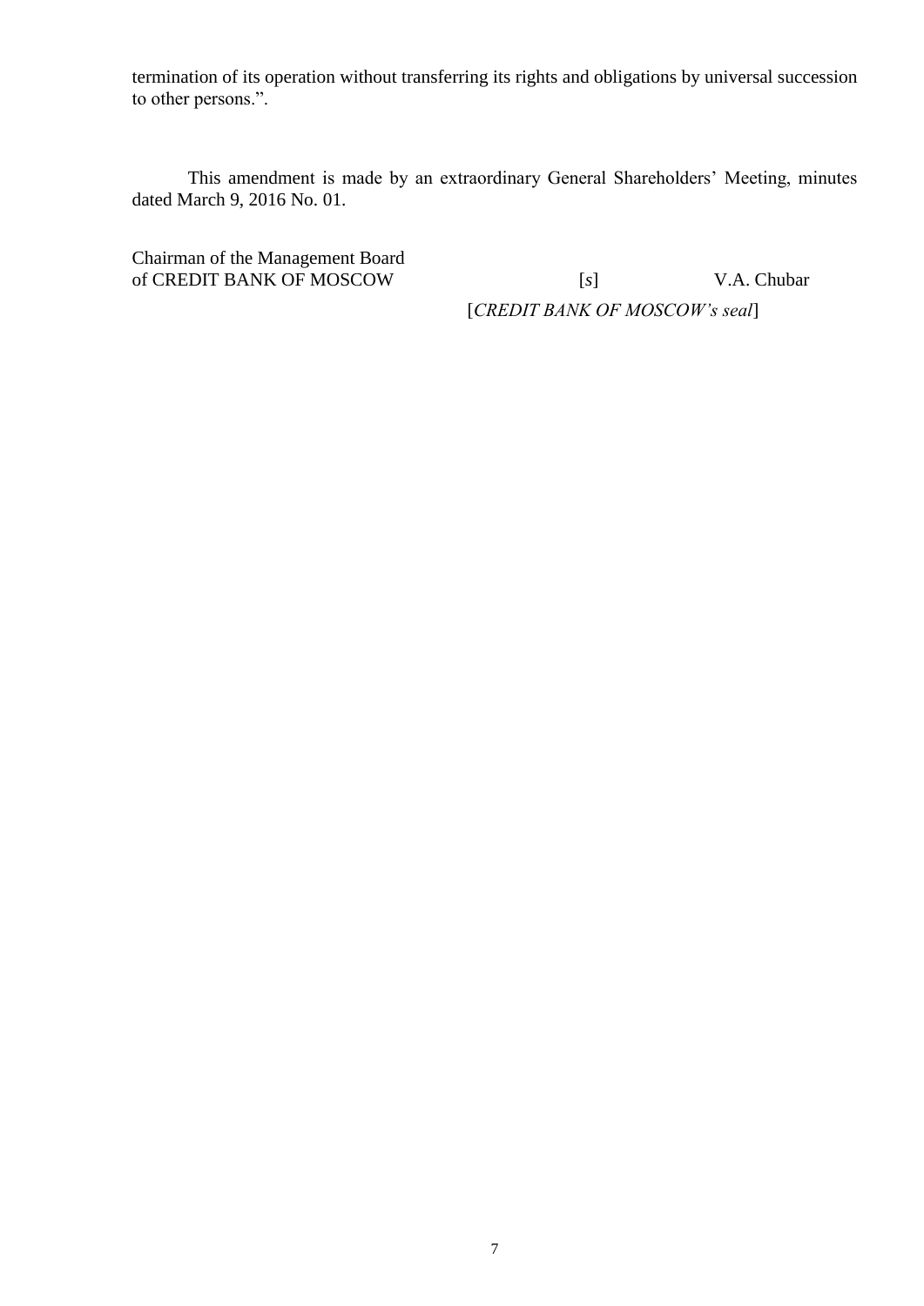termination of its operation without transferring its rights and obligations by universal succession to other persons.”.

This amendment is made by an extraordinary General Shareholders’ Meeting, minutes dated March 9, 2016 No. 01.

Chairman of the Management Board
of CREDIT BANK OF MOSCOW [*s*] V.A. Chubar

[*CREDIT BANK OF MOSCOW’s seal*]